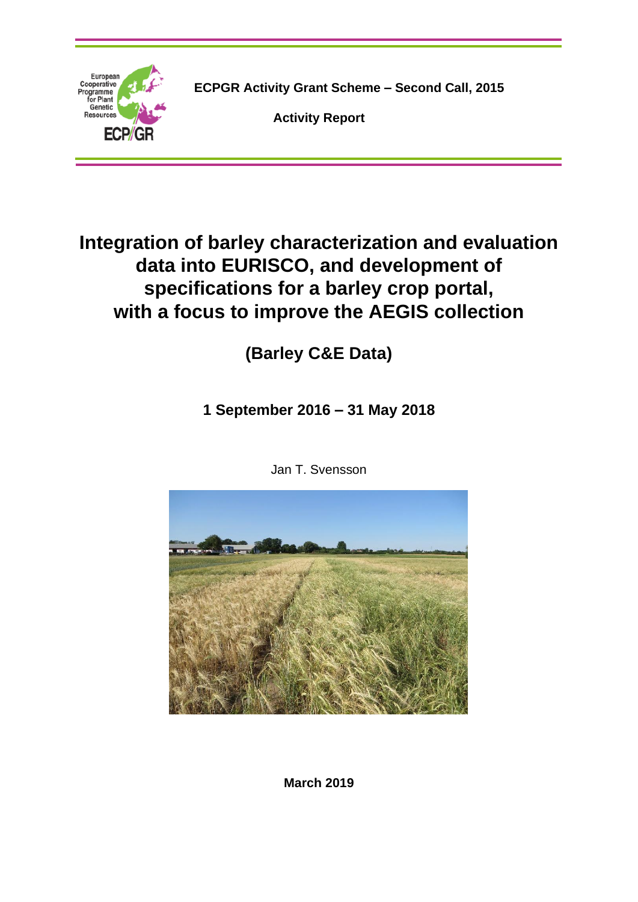ECPGR Activity Grant Scheme – Second Call, 2015

**Activity Report**

# Integration of barley characterization and evaluation data into EURISCO, and development of specifications for a barley crop portal, with a focus to improve the AEGIS collection

## (Barley C&E Data)

### 1 September 2016 – 31 May 2018

Jan T. Svensson

**March 2019**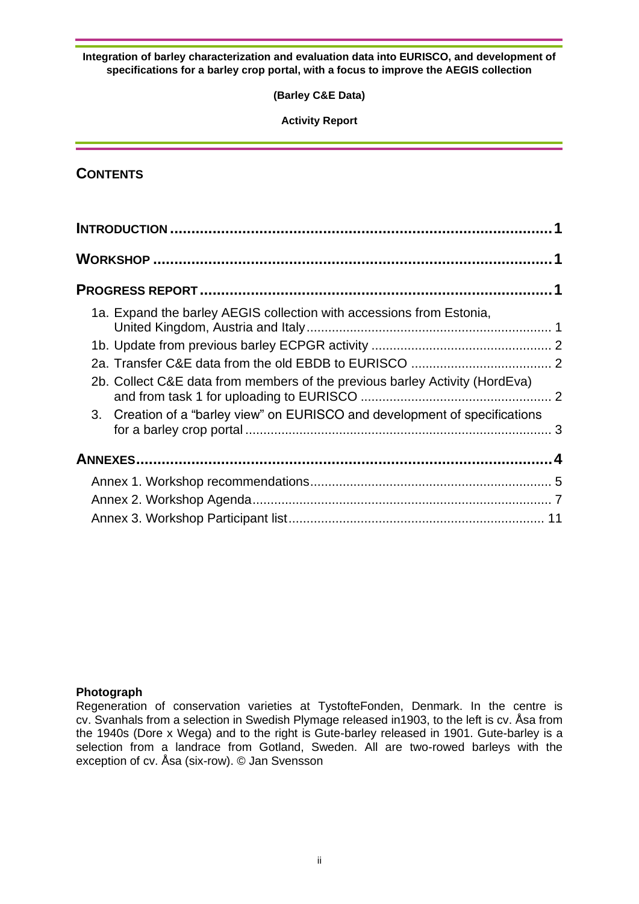**Integration of barley characterization and evaluation data into EURISCO, and development of specifications for a barley crop portal, with a focus to improve the AEGIS collection**

**(Barley C&E Data)**

**Activity Report**

## CONTENTS

**INTRODUCTION** ..... **1**

**WORKSHOP** ..... **1**

**PROGRESS REPORT** ..... **1**

- 1a. Expand the barley AEGIS collection with accessions from Estonia, United Kingdom, Austria and Italy ..... 1
- 1b. Update from previous barley ECPGR activity ..... 2
- 2a. Transfer C&E data from the old EBDB to EURISCO ..... 2
- 2b. Collect C&E data from members of the previous barley Activity (HordEva) and from task 1 for uploading to EURISCO ..... 2
- 3. Creation of a "barley view" on EURISCO and development of specifications for a barley crop portal ..... 3

**ANNEXES** ..... **4**

- Annex 1. Workshop recommendations ..... 5
- Annex 2. Workshop Agenda ..... 7
- Annex 3. Workshop Participant list ..... 11

**Photograph**

Regeneration of conservation varieties at TystofteFonden, Denmark. In the centre is cv. Svanhals from a selection in Swedish Plymage released in1903, to the left is cv. Åsa from the 1940s (Dore x Wega) and to the right is Gute-barley released in 1901. Gute-barley is a selection from a landrace from Gotland, Sweden. All are two-rowed barleys with the exception of cv. Åsa (six-row). © Jan Svensson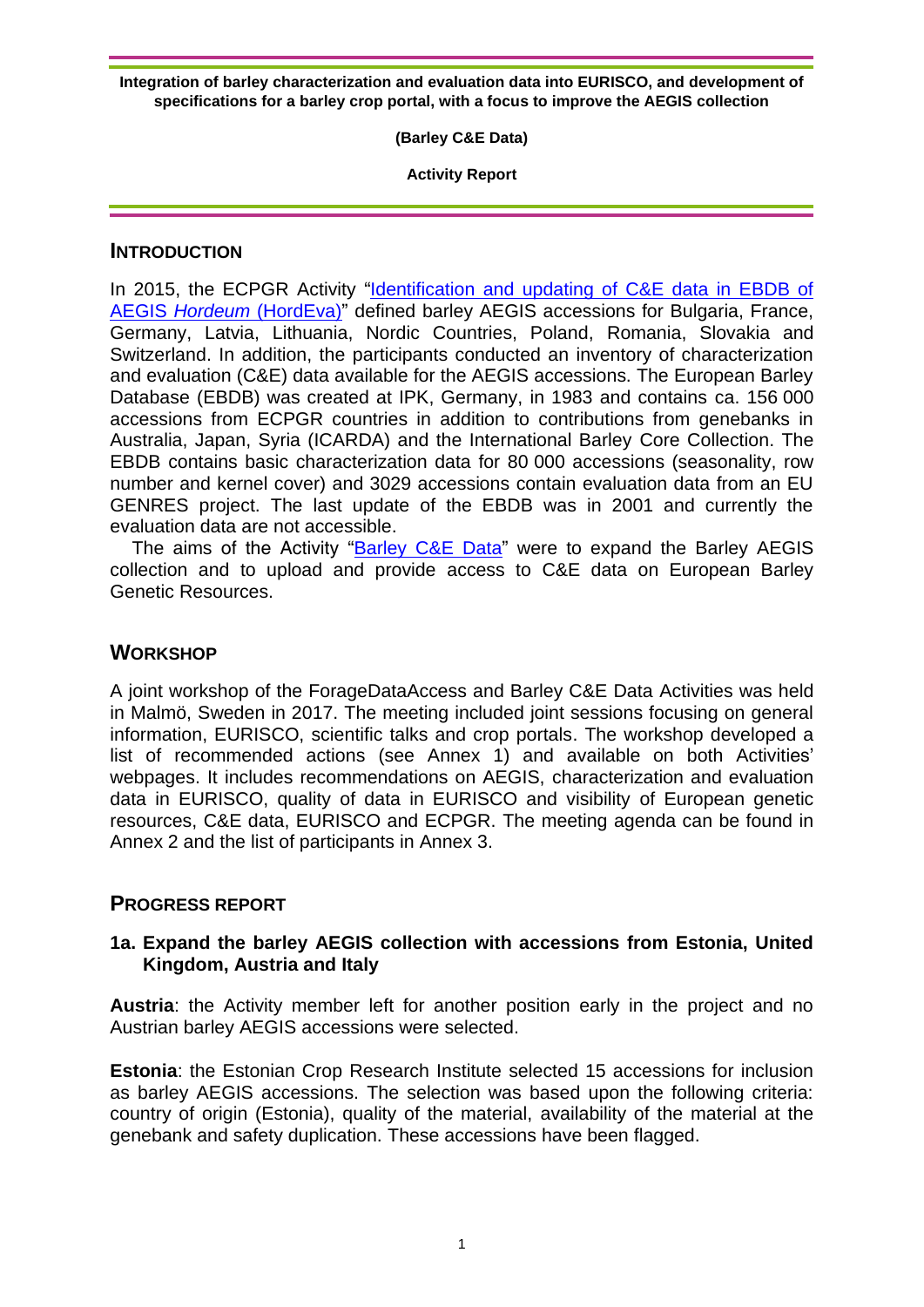**Integration of barley characterization and evaluation data into EURISCO, and development of specifications for a barley crop portal, with a focus to improve the AEGIS collection**

**(Barley C&E Data)**

**Activity Report**

## INTRODUCTION

In 2015, the ECPGR Activity "Identification and updating of C&E data in EBDB of AEGIS *Hordeum* (HordEva)" defined barley AEGIS accessions for Bulgaria, France, Germany, Latvia, Lithuania, Nordic Countries, Poland, Romania, Slovakia and Switzerland. In addition, the participants conducted an inventory of characterization and evaluation (C&E) data available for the AEGIS accessions. The European Barley Database (EBDB) was created at IPK, Germany, in 1983 and contains ca. 156 000 accessions from ECPGR countries in addition to contributions from genebanks in Australia, Japan, Syria (ICARDA) and the International Barley Core Collection. The EBDB contains basic characterization data for 80 000 accessions (seasonality, row number and kernel cover) and 3029 accessions contain evaluation data from an EU GENRES project. The last update of the EBDB was in 2001 and currently the evaluation data are not accessible.

The aims of the Activity "Barley C&E Data" were to expand the Barley AEGIS collection and to upload and provide access to C&E data on European Barley Genetic Resources.

## WORKSHOP

A joint workshop of the ForageDataAccess and Barley C&E Data Activities was held in Malmö, Sweden in 2017. The meeting included joint sessions focusing on general information, EURISCO, scientific talks and crop portals. The workshop developed a list of recommended actions (see Annex 1) and available on both Activities' webpages. It includes recommendations on AEGIS, characterization and evaluation data in EURISCO, quality of data in EURISCO and visibility of European genetic resources, C&E data, EURISCO and ECPGR. The meeting agenda can be found in Annex 2 and the list of participants in Annex 3.

## PROGRESS REPORT

### 1a. Expand the barley AEGIS collection with accessions from Estonia, United Kingdom, Austria and Italy

**Austria**: the Activity member left for another position early in the project and no Austrian barley AEGIS accessions were selected.

**Estonia**: the Estonian Crop Research Institute selected 15 accessions for inclusion as barley AEGIS accessions. The selection was based upon the following criteria: country of origin (Estonia), quality of the material, availability of the material at the genebank and safety duplication. These accessions have been flagged.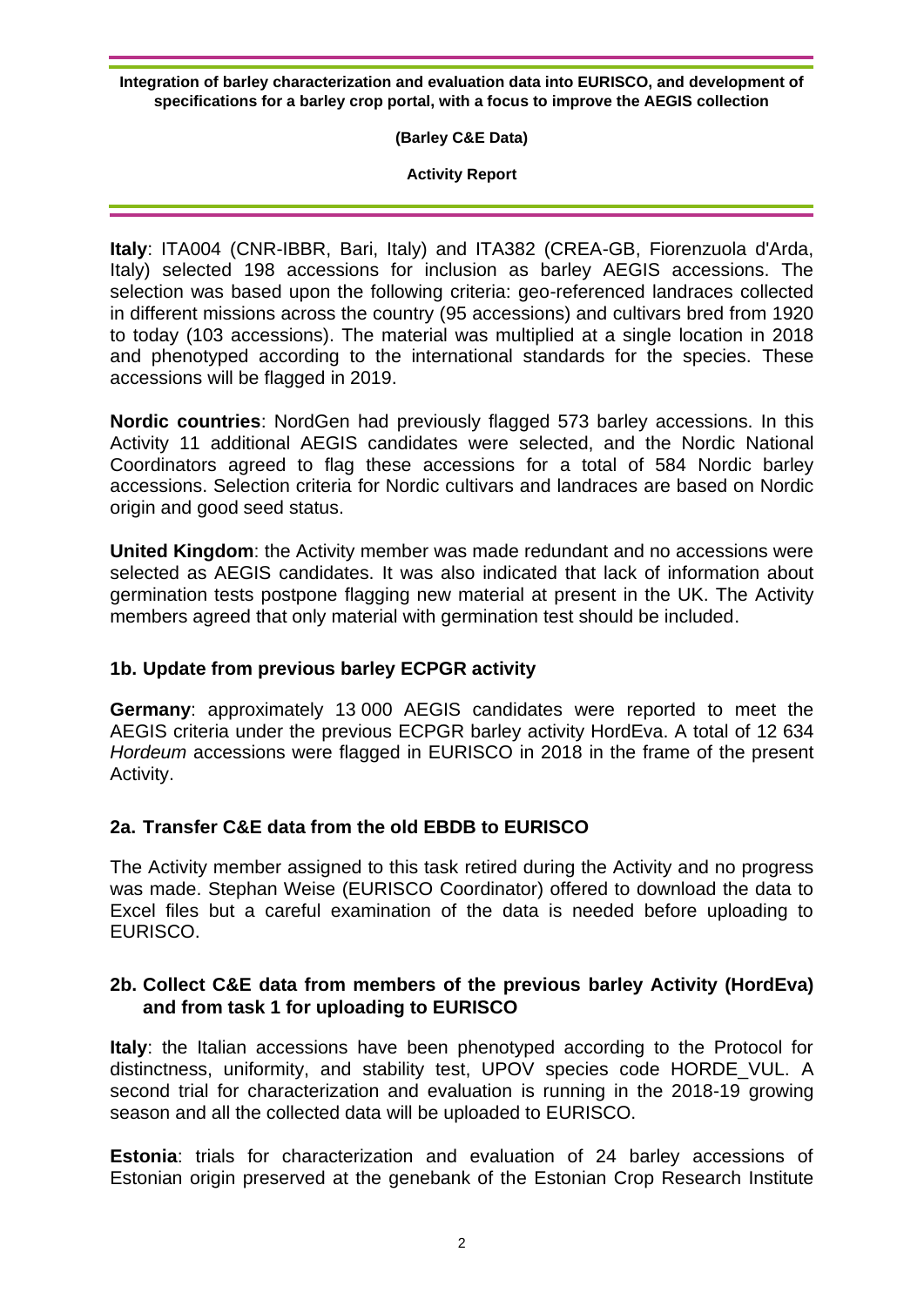**Italy**: ITA004 (CNR-IBBR, Bari, Italy) and ITA382 (CREA-GB, Fiorenzuola d'Arda, Italy) selected 198 accessions for inclusion as barley AEGIS accessions. The selection was based upon the following criteria: geo-referenced landraces collected in different missions across the country (95 accessions) and cultivars bred from 1920 to today (103 accessions). The material was multiplied at a single location in 2018 and phenotyped according to the international standards for the species. These accessions will be flagged in 2019.

**Nordic countries**: NordGen had previously flagged 573 barley accessions. In this Activity 11 additional AEGIS candidates were selected, and the Nordic National Coordinators agreed to flag these accessions for a total of 584 Nordic barley accessions. Selection criteria for Nordic cultivars and landraces are based on Nordic origin and good seed status.

**United Kingdom**: the Activity member was made redundant and no accessions were selected as AEGIS candidates. It was also indicated that lack of information about germination tests postpone flagging new material at present in the UK. The Activity members agreed that only material with germination test should be included.

## 1b. Update from previous barley ECPGR activity

**Germany**: approximately 13 000 AEGIS candidates were reported to meet the AEGIS criteria under the previous ECPGR barley activity HordEva. A total of 12 634 *Hordeum* accessions were flagged in EURISCO in 2018 in the frame of the present Activity.

## 2a. Transfer C&E data from the old EBDB to EURISCO

The Activity member assigned to this task retired during the Activity and no progress was made. Stephan Weise (EURISCO Coordinator) offered to download the data to Excel files but a careful examination of the data is needed before uploading to EURISCO.

## 2b. Collect C&E data from members of the previous barley Activity (HordEva) and from task 1 for uploading to EURISCO

**Italy**: the Italian accessions have been phenotyped according to the Protocol for distinctness, uniformity, and stability test, UPOV species code HORDE_VUL. A second trial for characterization and evaluation is running in the 2018-19 growing season and all the collected data will be uploaded to EURISCO.

**Estonia**: trials for characterization and evaluation of 24 barley accessions of Estonian origin preserved at the genebank of the Estonian Crop Research Institute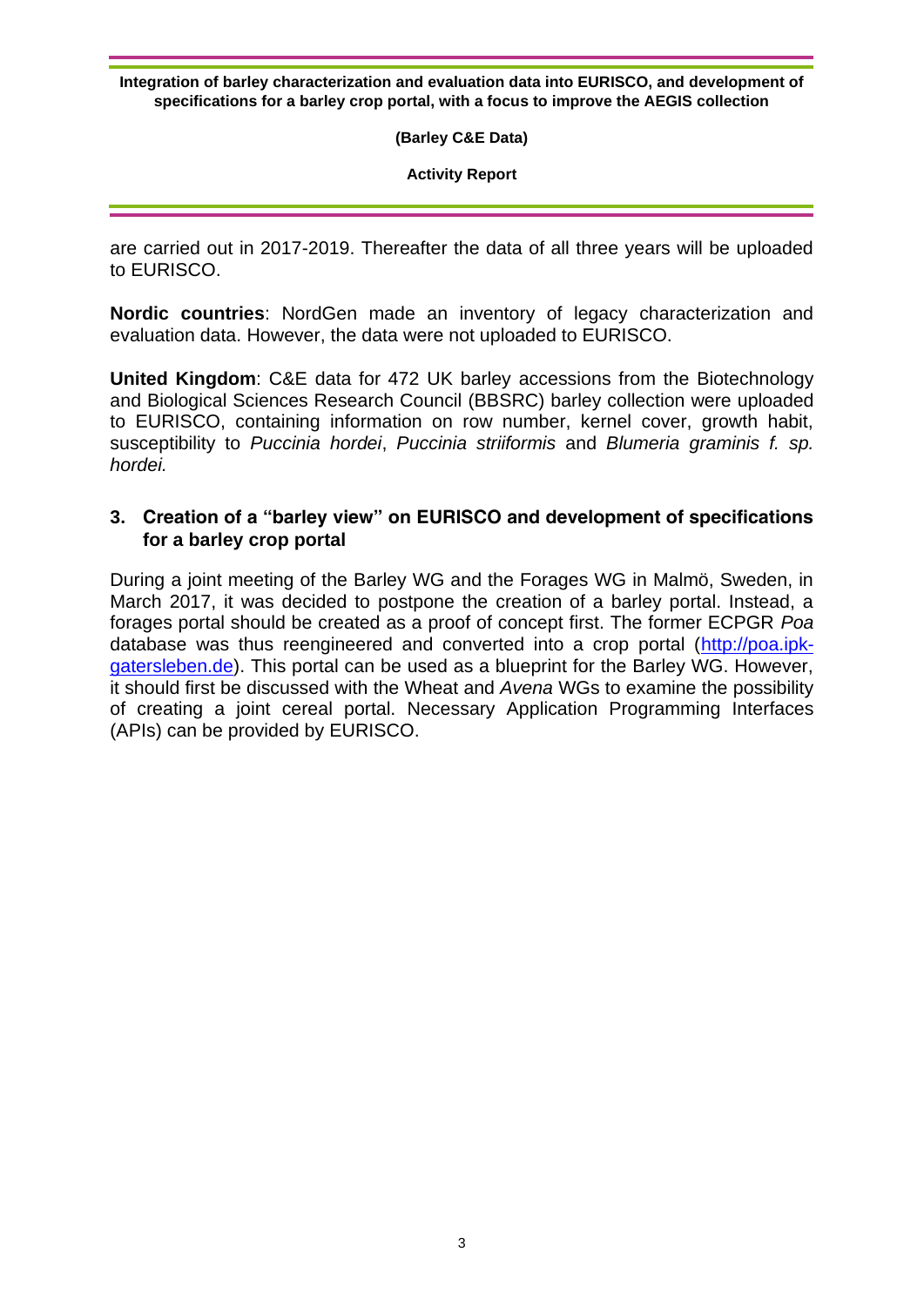are carried out in 2017-2019. Thereafter the data of all three years will be uploaded to EURISCO.

**Nordic countries**: NordGen made an inventory of legacy characterization and evaluation data. However, the data were not uploaded to EURISCO.

**United Kingdom**: C&E data for 472 UK barley accessions from the Biotechnology and Biological Sciences Research Council (BBSRC) barley collection were uploaded to EURISCO, containing information on row number, kernel cover, growth habit, susceptibility to *Puccinia hordei*, *Puccinia striiformis* and *Blumeria graminis f. sp. hordei.*

## 3. Creation of a "barley view" on EURISCO and development of specifications for a barley crop portal

During a joint meeting of the Barley WG and the Forages WG in Malmö, Sweden, in March 2017, it was decided to postpone the creation of a barley portal. Instead, a forages portal should be created as a proof of concept first. The former ECPGR *Poa* database was thus reengineered and converted into a crop portal ([http://poa.ipk-gatersleben.de](http://poa.ipk-gatersleben.de)). This portal can be used as a blueprint for the Barley WG. However, it should first be discussed with the Wheat and *Avena* WGs to examine the possibility of creating a joint cereal portal. Necessary Application Programming Interfaces (APIs) can be provided by EURISCO.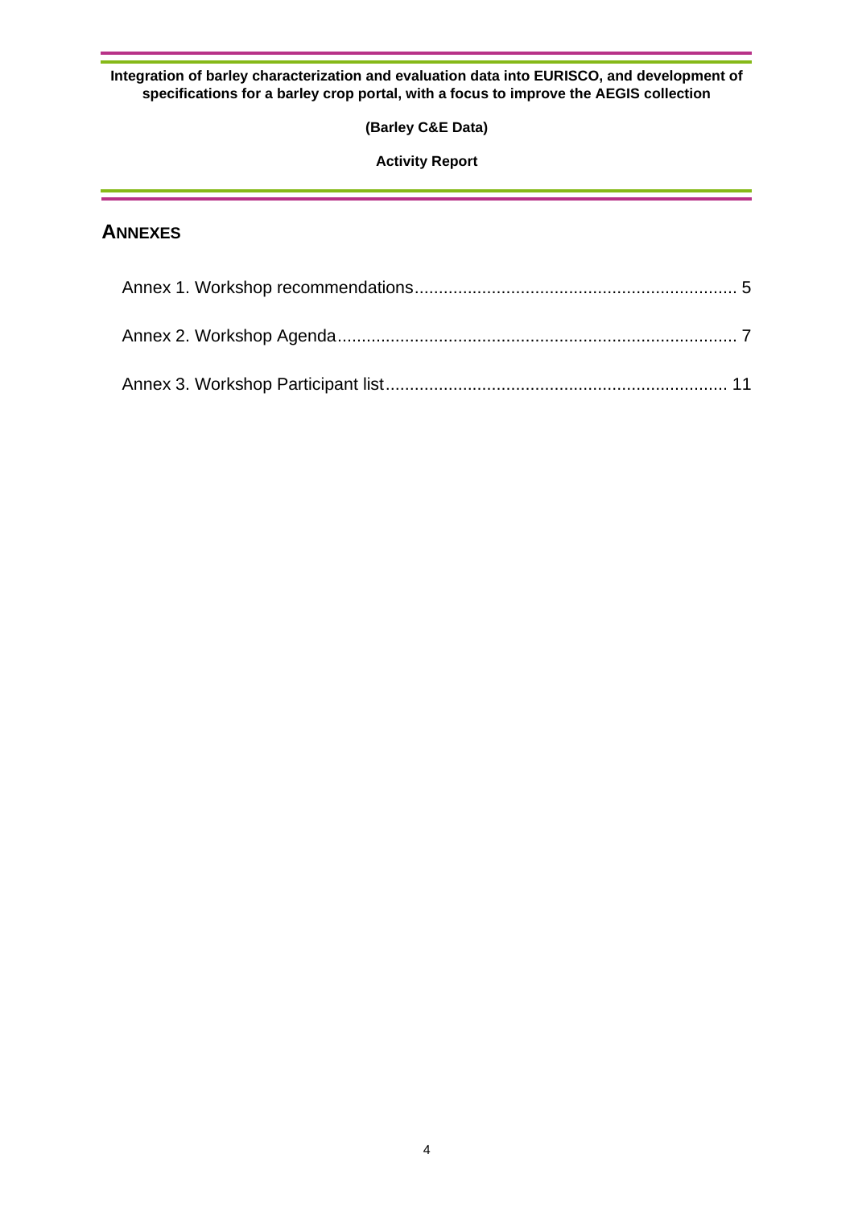## ANNEXES

Annex 1. Workshop recommendations.................................................................. 5

Annex 2. Workshop Agenda.................................................................................. 7

Annex 3. Workshop Participant list...................................................................... 11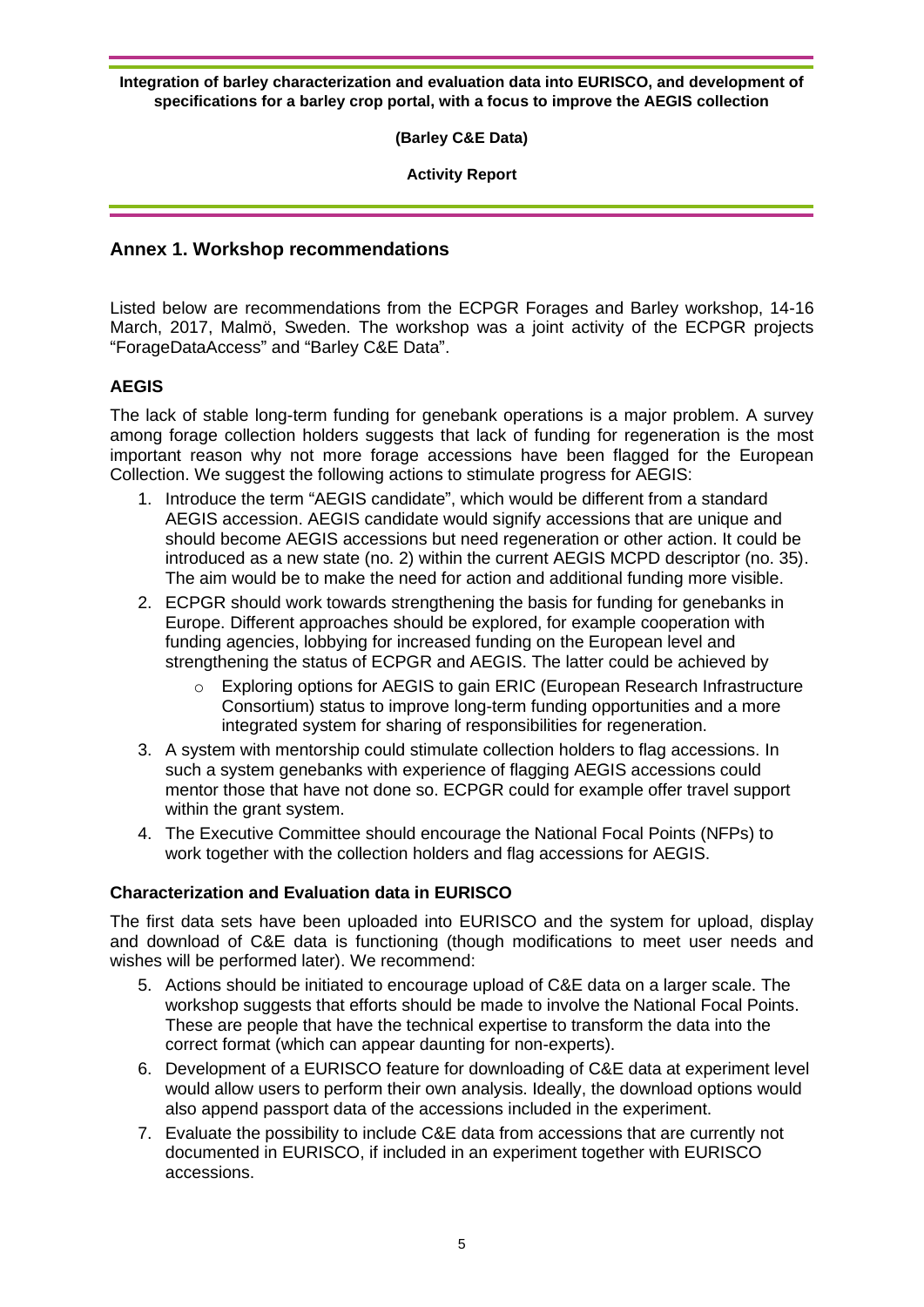## Annex 1. Workshop recommendations

Listed below are recommendations from the ECPGR Forages and Barley workshop, 14-16 March, 2017, Malmö, Sweden. The workshop was a joint activity of the ECPGR projects "ForageDataAccess" and "Barley C&E Data".

### AEGIS

The lack of stable long-term funding for genebank operations is a major problem. A survey among forage collection holders suggests that lack of funding for regeneration is the most important reason why not more forage accessions have been flagged for the European Collection. We suggest the following actions to stimulate progress for AEGIS:

1. Introduce the term "AEGIS candidate", which would be different from a standard AEGIS accession. AEGIS candidate would signify accessions that are unique and should become AEGIS accessions but need regeneration or other action. It could be introduced as a new state (no. 2) within the current AEGIS MCPD descriptor (no. 35). The aim would be to make the need for action and additional funding more visible.
2. ECPGR should work towards strengthening the basis for funding for genebanks in Europe. Different approaches should be explored, for example cooperation with funding agencies, lobbying for increased funding on the European level and strengthening the status of ECPGR and AEGIS. The latter could be achieved by
   - Exploring options for AEGIS to gain ERIC (European Research Infrastructure Consortium) status to improve long-term funding opportunities and a more integrated system for sharing of responsibilities for regeneration.
3. A system with mentorship could stimulate collection holders to flag accessions. In such a system genebanks with experience of flagging AEGIS accessions could mentor those that have not done so. ECPGR could for example offer travel support within the grant system.
4. The Executive Committee should encourage the National Focal Points (NFPs) to work together with the collection holders and flag accessions for AEGIS.

### Characterization and Evaluation data in EURISCO

The first data sets have been uploaded into EURISCO and the system for upload, display and download of C&E data is functioning (though modifications to meet user needs and wishes will be performed later). We recommend:

5. Actions should be initiated to encourage upload of C&E data on a larger scale. The workshop suggests that efforts should be made to involve the National Focal Points. These are people that have the technical expertise to transform the data into the correct format (which can appear daunting for non-experts).
6. Development of a EURISCO feature for downloading of C&E data at experiment level would allow users to perform their own analysis. Ideally, the download options would also append passport data of the accessions included in the experiment.
7. Evaluate the possibility to include C&E data from accessions that are currently not documented in EURISCO, if included in an experiment together with EURISCO accessions.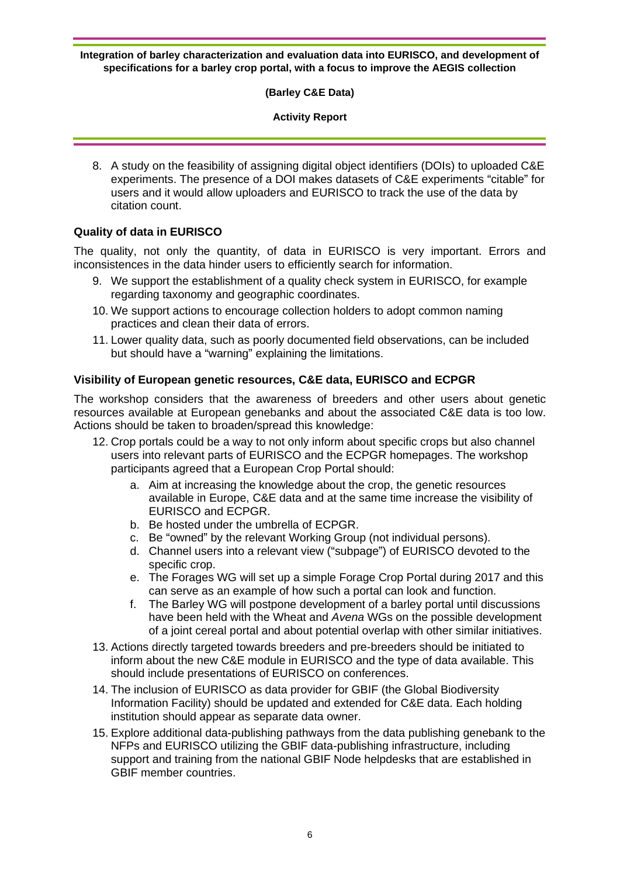8. A study on the feasibility of assigning digital object identifiers (DOIs) to uploaded C&E experiments. The presence of a DOI makes datasets of C&E experiments "citable" for users and it would allow uploaders and EURISCO to track the use of the data by citation count.

### Quality of data in EURISCO

The quality, not only the quantity, of data in EURISCO is very important. Errors and inconsistences in the data hinder users to efficiently search for information.

9. We support the establishment of a quality check system in EURISCO, for example regarding taxonomy and geographic coordinates.
10. We support actions to encourage collection holders to adopt common naming practices and clean their data of errors.
11. Lower quality data, such as poorly documented field observations, can be included but should have a "warning" explaining the limitations.

### Visibility of European genetic resources, C&E data, EURISCO and ECPGR

The workshop considers that the awareness of breeders and other users about genetic resources available at European genebanks and about the associated C&E data is too low. Actions should be taken to broaden/spread this knowledge:

12. Crop portals could be a way to not only inform about specific crops but also channel users into relevant parts of EURISCO and the ECPGR homepages. The workshop participants agreed that a European Crop Portal should:
    a. Aim at increasing the knowledge about the crop, the genetic resources available in Europe, C&E data and at the same time increase the visibility of EURISCO and ECPGR.
    b. Be hosted under the umbrella of ECPGR.
    c. Be "owned" by the relevant Working Group (not individual persons).
    d. Channel users into a relevant view ("subpage") of EURISCO devoted to the specific crop.
    e. The Forages WG will set up a simple Forage Crop Portal during 2017 and this can serve as an example of how such a portal can look and function.
    f. The Barley WG will postpone development of a barley portal until discussions have been held with the Wheat and *Avena* WGs on the possible development of a joint cereal portal and about potential overlap with other similar initiatives.
13. Actions directly targeted towards breeders and pre-breeders should be initiated to inform about the new C&E module in EURISCO and the type of data available. This should include presentations of EURISCO on conferences.
14. The inclusion of EURISCO as data provider for GBIF (the Global Biodiversity Information Facility) should be updated and extended for C&E data. Each holding institution should appear as separate data owner.
15. Explore additional data-publishing pathways from the data publishing genebank to the NFPs and EURISCO utilizing the GBIF data-publishing infrastructure, including support and training from the national GBIF Node helpdesks that are established in GBIF member countries.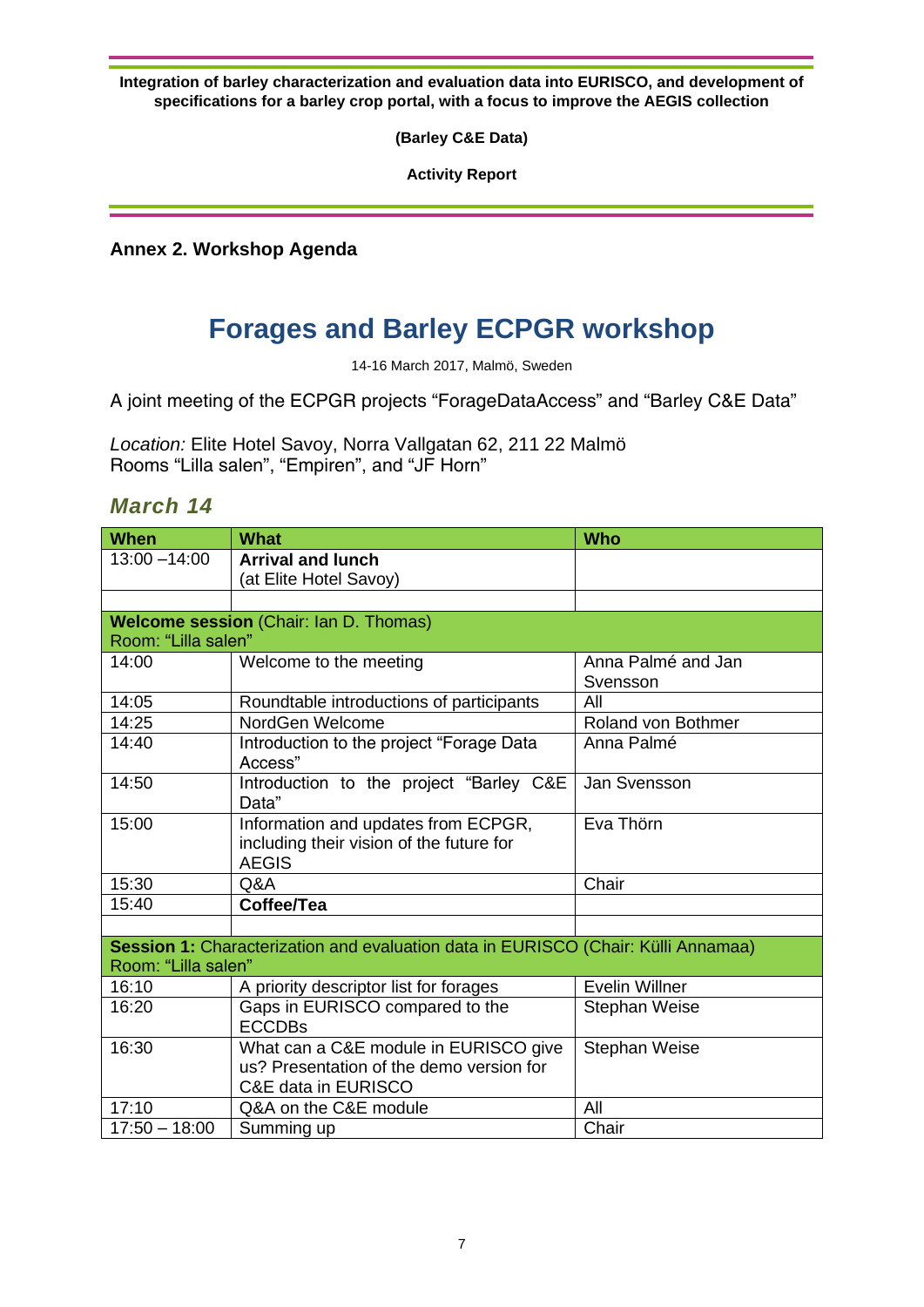**Annex 2. Workshop Agenda**

# Forages and Barley ECPGR workshop

14-16 March 2017, Malmö, Sweden

A joint meeting of the ECPGR projects "ForageDataAccess" and "Barley C&E Data"

*Location:* Elite Hotel Savoy, Norra Vallgatan 62, 211 22 Malmö
Rooms "Lilla salen", "Empiren", and "JF Horn"

## *March 14*

| When | What | Who |
|---|---|---|
| 13:00 –14:00 | **Arrival and lunch** (at Elite Hotel Savoy) | |
| | | |
| **Welcome session** (Chair: Ian D. Thomas) Room: "Lilla salen" | | |
| 14:00 | Welcome to the meeting | Anna Palmé and Jan Svensson |
| 14:05 | Roundtable introductions of participants | All |
| 14:25 | NordGen Welcome | Roland von Bothmer |
| 14:40 | Introduction to the project "Forage Data Access" | Anna Palmé |
| 14:50 | Introduction to the project "Barley C&E Data" | Jan Svensson |
| 15:00 | Information and updates from ECPGR, including their vision of the future for AEGIS | Eva Thörn |
| 15:30 | Q&A | Chair |
| 15:40 | **Coffee/Tea** | |
| | | |
| **Session 1:** Characterization and evaluation data in EURISCO (Chair: Külli Annamaa) Room: "Lilla salen" | | |
| 16:10 | A priority descriptor list for forages | Evelin Willner |
| 16:20 | Gaps in EURISCO compared to the ECCDBs | Stephan Weise |
| 16:30 | What can a C&E module in EURISCO give us? Presentation of the demo version for C&E data in EURISCO | Stephan Weise |
| 17:10 | Q&A on the C&E module | All |
| 17:50 – 18:00 | Summing up | Chair |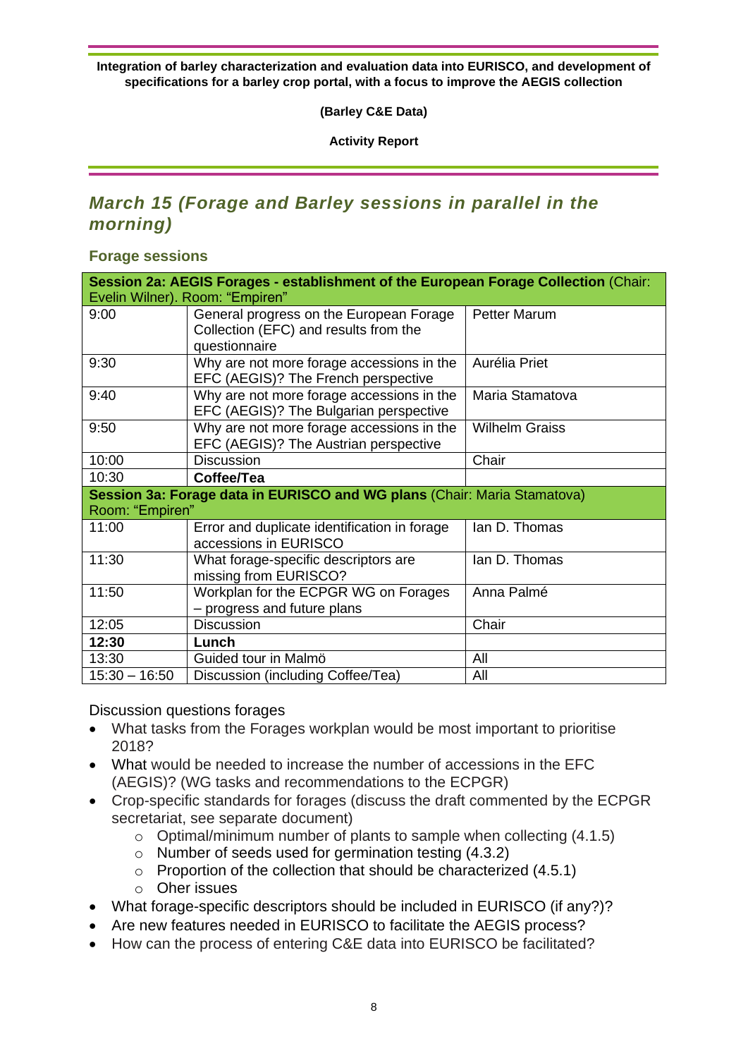## March 15 (Forage and Barley sessions in parallel in the morning)

### Forage sessions

| **Session 2a: AEGIS Forages - establishment of the European Forage Collection** (Chair: Evelin Wilner). Room: "Empiren" | | |
|---|---|---|
| 9:00 | General progress on the European Forage Collection (EFC) and results from the questionnaire | Petter Marum |
| 9:30 | Why are not more forage accessions in the EFC (AEGIS)? The French perspective | Aurélia Priet |
| 9:40 | Why are not more forage accessions in the EFC (AEGIS)? The Bulgarian perspective | Maria Stamatova |
| 9:50 | Why are not more forage accessions in the EFC (AEGIS)? The Austrian perspective | Wilhelm Graiss |
| 10:00 | Discussion | Chair |
| 10:30 | **Coffee/Tea** | |
| **Session 3a: Forage data in EURISCO and WG plans** (Chair: Maria Stamatova) Room: "Empiren" | | |
| 11:00 | Error and duplicate identification in forage accessions in EURISCO | Ian D. Thomas |
| 11:30 | What forage-specific descriptors are missing from EURISCO? | Ian D. Thomas |
| 11:50 | Workplan for the ECPGR WG on Forages – progress and future plans | Anna Palmé |
| 12:05 | Discussion | Chair |
| **12:30** | **Lunch** | |
| 13:30 | Guided tour in Malmö | All |
| 15:30 – 16:50 | Discussion (including Coffee/Tea) | All |

Discussion questions forages

- What tasks from the Forages workplan would be most important to prioritise 2018?
- What would be needed to increase the number of accessions in the EFC (AEGIS)? (WG tasks and recommendations to the ECPGR)
- Crop-specific standards for forages (discuss the draft commented by the ECPGR secretariat, see separate document)
  - Optimal/minimum number of plants to sample when collecting (4.1.5)
  - Number of seeds used for germination testing (4.3.2)
  - Proportion of the collection that should be characterized (4.5.1)
  - Oher issues
- What forage-specific descriptors should be included in EURISCO (if any?)?
- Are new features needed in EURISCO to facilitate the AEGIS process?
- How can the process of entering C&E data into EURISCO be facilitated?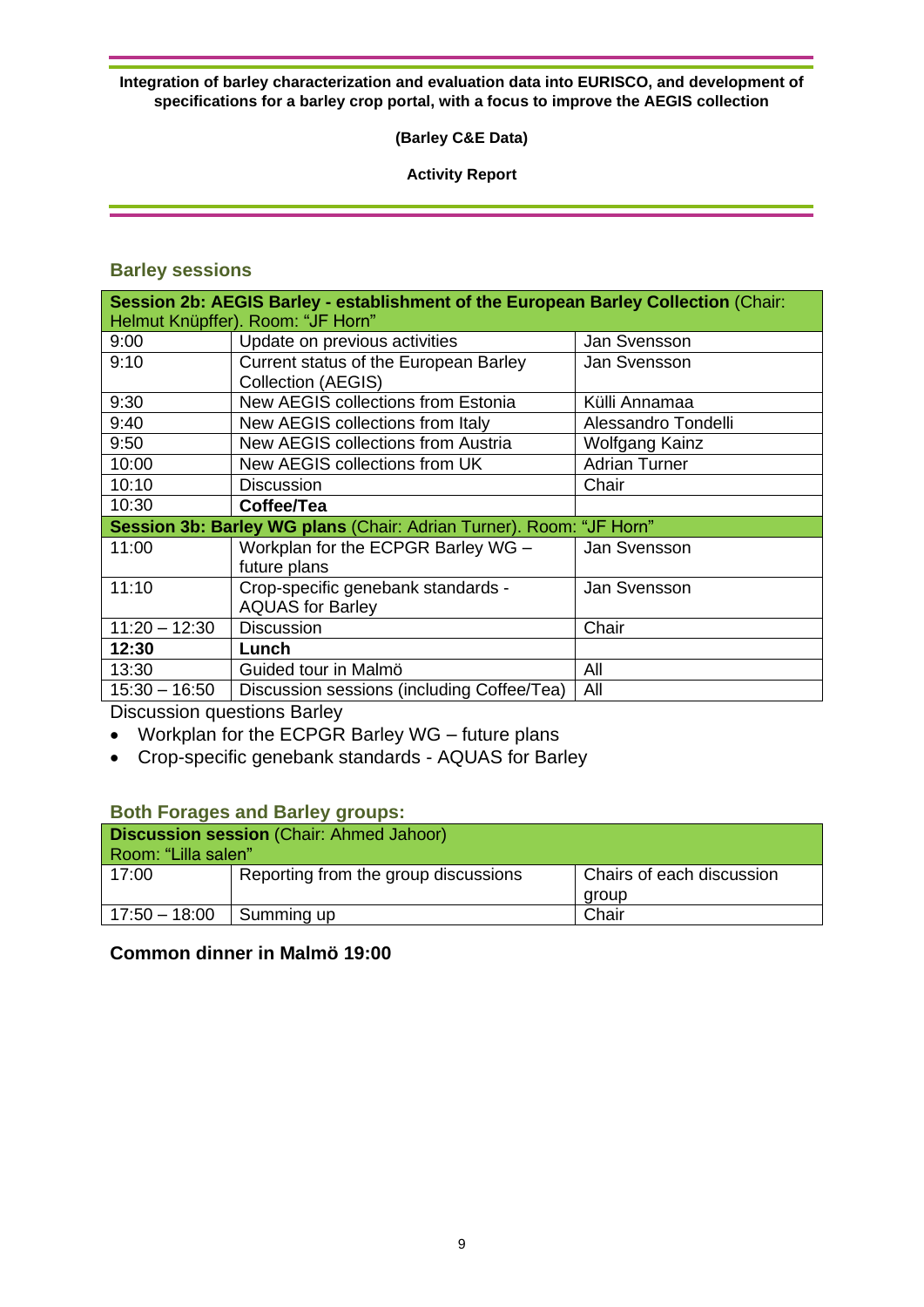**Integration of barley characterization and evaluation data into EURISCO, and development of specifications for a barley crop portal, with a focus to improve the AEGIS collection**

**(Barley C&E Data)**

**Activity Report**

## Barley sessions

| **Session 2b: AEGIS Barley - establishment of the European Barley Collection** (Chair: Helmut Knüpffer). Room: "JF Horn" | | |
|---|---|---|
| 9:00 | Update on previous activities | Jan Svensson |
| 9:10 | Current status of the European Barley Collection (AEGIS) | Jan Svensson |
| 9:30 | New AEGIS collections from Estonia | Külli Annamaa |
| 9:40 | New AEGIS collections from Italy | Alessandro Tondelli |
| 9:50 | New AEGIS collections from Austria | Wolfgang Kainz |
| 10:00 | New AEGIS collections from UK | Adrian Turner |
| 10:10 | Discussion | Chair |
| 10:30 | **Coffee/Tea** | |
| **Session 3b: Barley WG plans** (Chair: Adrian Turner). Room: "JF Horn" | | |
| 11:00 | Workplan for the ECPGR Barley WG – future plans | Jan Svensson |
| 11:10 | Crop-specific genebank standards - AQUAS for Barley | Jan Svensson |
| 11:20 – 12:30 | Discussion | Chair |
| **12:30** | **Lunch** | |
| 13:30 | Guided tour in Malmö | All |
| 15:30 – 16:50 | Discussion sessions (including Coffee/Tea) | All |

Discussion questions Barley

- Workplan for the ECPGR Barley WG – future plans
- Crop-specific genebank standards - AQUAS for Barley

## Both Forages and Barley groups:

| **Discussion session** (Chair: Ahmed Jahoor) Room: "Lilla salen" | | |
|---|---|---|
| 17:00 | Reporting from the group discussions | Chairs of each discussion group |
| 17:50 – 18:00 | Summing up | Chair |

**Common dinner in Malmö 19:00**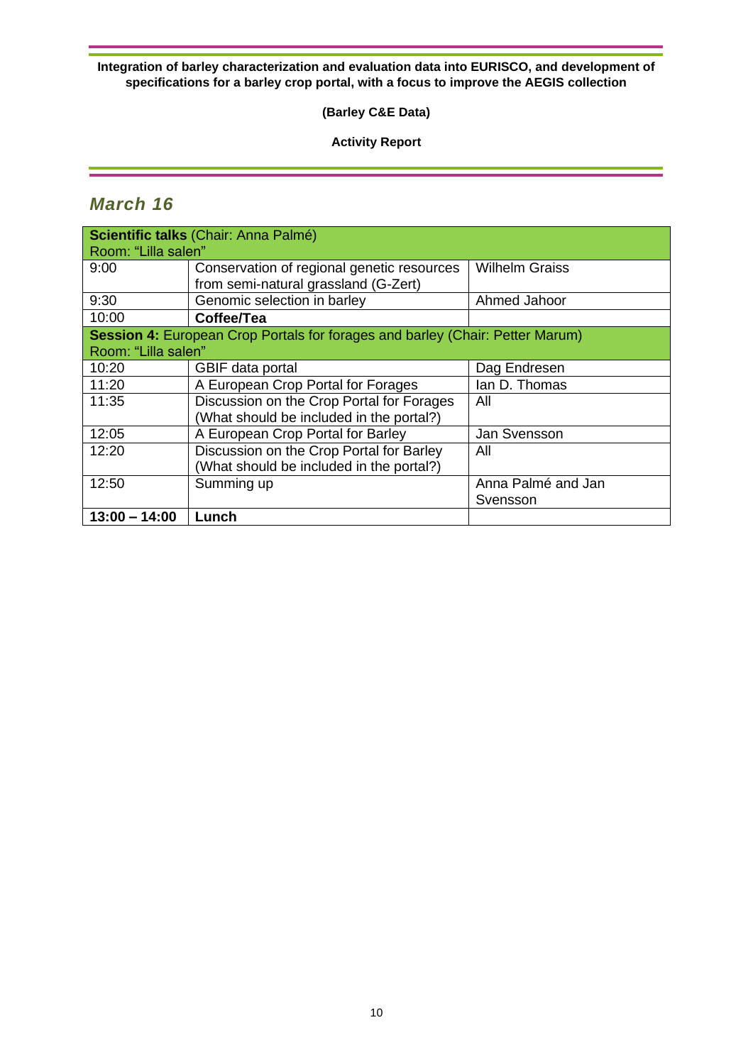## March 16

| **Scientific talks** (Chair: Anna Palmé) Room: "Lilla salen" | | |
|---|---|---|
| 9:00 | Conservation of regional genetic resources from semi-natural grassland (G-Zert) | Wilhelm Graiss |
| 9:30 | Genomic selection in barley | Ahmed Jahoor |
| 10:00 | **Coffee/Tea** | |
| **Session 4:** European Crop Portals for forages and barley (Chair: Petter Marum) Room: "Lilla salen" | | |
| 10:20 | GBIF data portal | Dag Endresen |
| 11:20 | A European Crop Portal for Forages | Ian D. Thomas |
| 11:35 | Discussion on the Crop Portal for Forages (What should be included in the portal?) | All |
| 12:05 | A European Crop Portal for Barley | Jan Svensson |
| 12:20 | Discussion on the Crop Portal for Barley (What should be included in the portal?) | All |
| 12:50 | Summing up | Anna Palmé and Jan Svensson |
| **13:00 – 14:00** | **Lunch** | |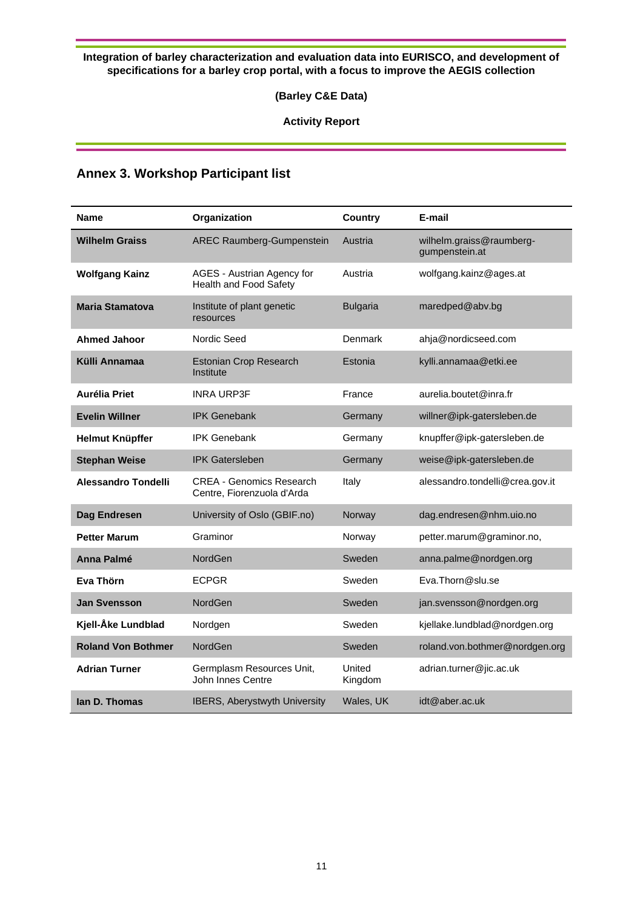## Annex 3. Workshop Participant list

| Name | Organization | Country | E-mail |
|---|---|---|---|
| **Wilhelm Graiss** | AREC Raumberg-Gumpenstein | Austria | wilhelm.graiss@raumberg-gumpenstein.at |
| **Wolfgang Kainz** | AGES - Austrian Agency for Health and Food Safety | Austria | wolfgang.kainz@ages.at |
| **Maria Stamatova** | Institute of plant genetic resources | Bulgaria | maredped@abv.bg |
| **Ahmed Jahoor** | Nordic Seed | Denmark | ahja@nordicseed.com |
| **Külli Annamaa** | Estonian Crop Research Institute | Estonia | kylli.annamaa@etki.ee |
| **Aurélia Priet** | INRA URP3F | France | aurelia.boutet@inra.fr |
| **Evelin Willner** | IPK Genebank | Germany | willner@ipk-gatersleben.de |
| **Helmut Knüpffer** | IPK Genebank | Germany | knupffer@ipk-gatersleben.de |
| **Stephan Weise** | IPK Gatersleben | Germany | weise@ipk-gatersleben.de |
| **Alessandro Tondelli** | CREA - Genomics Research Centre, Fiorenzuola d'Arda | Italy | alessandro.tondelli@crea.gov.it |
| **Dag Endresen** | University of Oslo (GBIF.no) | Norway | dag.endresen@nhm.uio.no |
| **Petter Marum** | Graminor | Norway | petter.marum@graminor.no, |
| **Anna Palmé** | NordGen | Sweden | anna.palme@nordgen.org |
| **Eva Thörn** | ECPGR | Sweden | Eva.Thorn@slu.se |
| **Jan Svensson** | NordGen | Sweden | jan.svensson@nordgen.org |
| **Kjell-Åke Lundblad** | Nordgen | Sweden | kjellake.lundblad@nordgen.org |
| **Roland Von Bothmer** | NordGen | Sweden | roland.von.bothmer@nordgen.org |
| **Adrian Turner** | Germplasm Resources Unit, John Innes Centre | United Kingdom | adrian.turner@jic.ac.uk |
| **Ian D. Thomas** | IBERS, Aberystwyth University | Wales, UK | idt@aber.ac.uk |